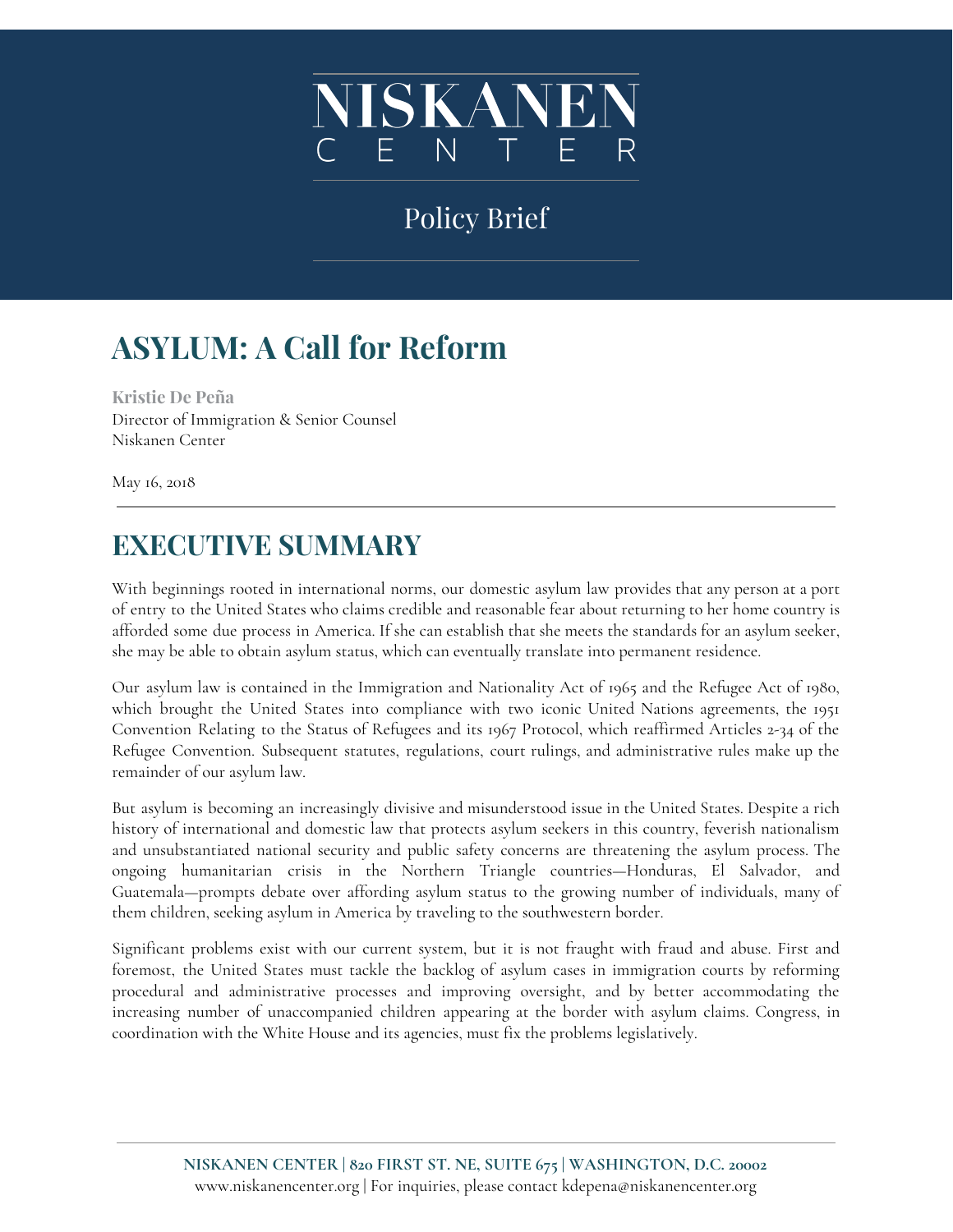# NISKANEN CENTER

Policy Brief

# ASYLUM: A Call for Reform

**Kristie De Peña**
Director of Immigration & Senior Counsel
Niskanen Center

May 16, 2018

## EXECUTIVE SUMMARY

With beginnings rooted in international norms, our domestic asylum law provides that any person at a port of entry to the United States who claims credible and reasonable fear about returning to her home country is afforded some due process in America. If she can establish that she meets the standards for an asylum seeker, she may be able to obtain asylum status, which can eventually translate into permanent residence.

Our asylum law is contained in the Immigration and Nationality Act of 1965 and the Refugee Act of 1980, which brought the United States into compliance with two iconic United Nations agreements, the 1951 Convention Relating to the Status of Refugees and its 1967 Protocol, which reaffirmed Articles 2-34 of the Refugee Convention. Subsequent statutes, regulations, court rulings, and administrative rules make up the remainder of our asylum law.

But asylum is becoming an increasingly divisive and misunderstood issue in the United States. Despite a rich history of international and domestic law that protects asylum seekers in this country, feverish nationalism and unsubstantiated national security and public safety concerns are threatening the asylum process. The ongoing humanitarian crisis in the Northern Triangle countries—Honduras, El Salvador, and Guatemala—prompts debate over affording asylum status to the growing number of individuals, many of them children, seeking asylum in America by traveling to the southwestern border.

Significant problems exist with our current system, but it is not fraught with fraud and abuse. First and foremost, the United States must tackle the backlog of asylum cases in immigration courts by reforming procedural and administrative processes and improving oversight, and by better accommodating the increasing number of unaccompanied children appearing at the border with asylum claims. Congress, in coordination with the White House and its agencies, must fix the problems legislatively.

**NISKANEN CENTER | 820 FIRST ST. NE, SUITE 675 | WASHINGTON, D.C. 20002**
www.niskanencenter.org | For inquiries, please contact kdepena@niskanencenter.org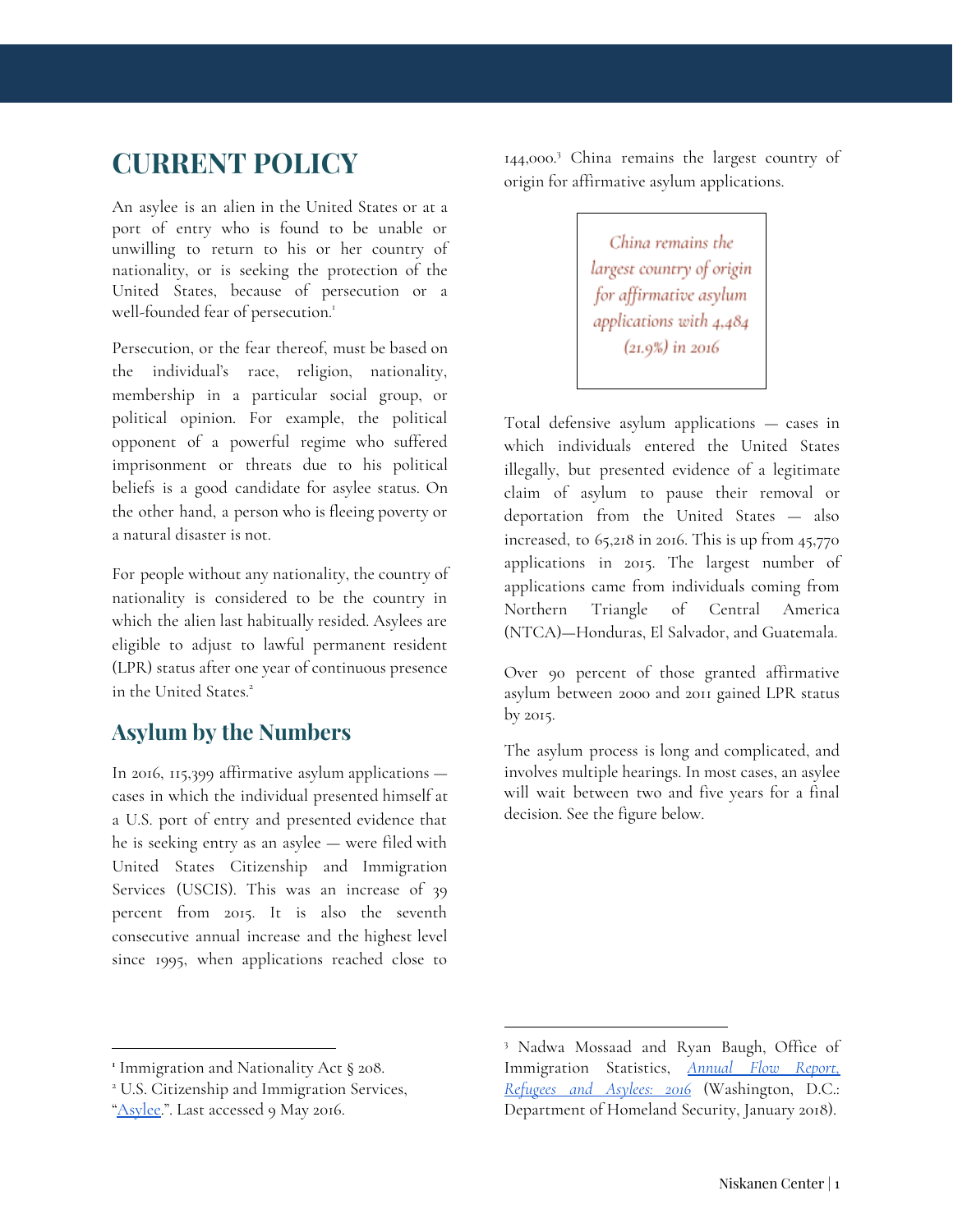# CURRENT POLICY

An asylee is an alien in the United States or at a port of entry who is found to be unable or unwilling to return to his or her country of nationality, or is seeking the protection of the United States, because of persecution or a well-founded fear of persecution.[1]

Persecution, or the fear thereof, must be based on the individual's race, religion, nationality, membership in a particular social group, or political opinion. For example, the political opponent of a powerful regime who suffered imprisonment or threats due to his political beliefs is a good candidate for asylee status. On the other hand, a person who is fleeing poverty or a natural disaster is not.

For people without any nationality, the country of nationality is considered to be the country in which the alien last habitually resided. Asylees are eligible to adjust to lawful permanent resident (LPR) status after one year of continuous presence in the United States.[2]

## Asylum by the Numbers

In 2016, 115,399 affirmative asylum applications — cases in which the individual presented himself at a U.S. port of entry and presented evidence that he is seeking entry as an asylee — were filed with United States Citizenship and Immigration Services (USCIS). This was an increase of 39 percent from 2015. It is also the seventh consecutive annual increase and the highest level since 1995, when applications reached close to 144,000.[3] China remains the largest country of origin for affirmative asylum applications.

> *China remains the largest country of origin for affirmative asylum applications with 4,484 (21.9%) in 2016*

Total defensive asylum applications — cases in which individuals entered the United States illegally, but presented evidence of a legitimate claim of asylum to pause their removal or deportation from the United States — also increased, to 65,218 in 2016. This is up from 45,770 applications in 2015. The largest number of applications came from individuals coming from Northern Triangle of Central America (NTCA)—Honduras, El Salvador, and Guatemala.

Over 90 percent of those granted affirmative asylum between 2000 and 2011 gained LPR status by 2015.

The asylum process is long and complicated, and involves multiple hearings. In most cases, an asylee will wait between two and five years for a final decision. See the figure below.

---

[1] Immigration and Nationality Act § 208.

[2] U.S. Citizenship and Immigration Services, "[Asylee](#).". Last accessed 9 May 2016.

[3] Nadwa Mossaad and Ryan Baugh, Office of Immigration Statistics, *[Annual Flow Report, Refugees and Asylees: 2016](#)* (Washington, D.C.: Department of Homeland Security, January 2018).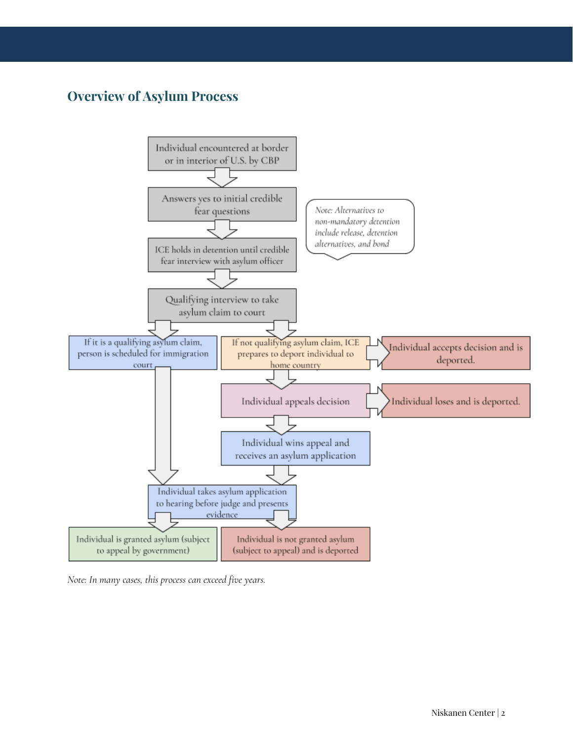## Overview of Asylum Process

Individual encountered at border or in interior of U.S. by CBP

Answers yes to initial credible fear questions

ICE holds in detention until credible fear interview with asylum officer

*Note: Alternatives to non-mandatory detention include release, detention alternatives, and bond*

Qualifying interview to take asylum claim to court

If it is a qualifying asylum claim, person is scheduled for immigration court

If not qualifying asylum claim, ICE prepares to deport individual to home country

Individual accepts decision and is deported.

Individual appeals decision

Individual loses and is deported.

Individual wins appeal and receives an asylum application

Individual takes asylum application to hearing before judge and presents evidence

Individual is granted asylum (subject to appeal by government)

Individual is not granted asylum (subject to appeal) and is deported

*Note: In many cases, this process can exceed five years.*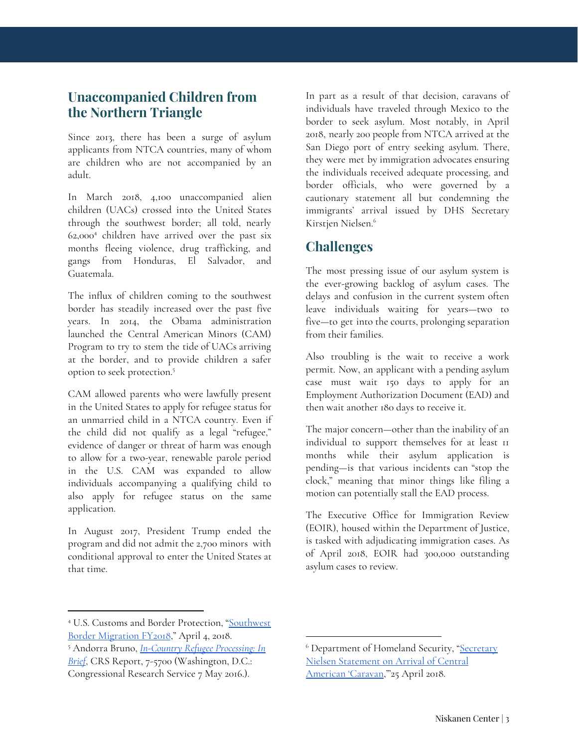## Unaccompanied Children from the Northern Triangle

Since 2013, there has been a surge of asylum applicants from NTCA countries, many of whom are children who are not accompanied by an adult.

In March 2018, 4,100 unaccompanied alien children (UACs) crossed into the United States through the southwest border; all told, nearly 62,000[4] children have arrived over the past six months fleeing violence, drug trafficking, and gangs from Honduras, El Salvador, and Guatemala.

The influx of children coming to the southwest border has steadily increased over the past five years. In 2014, the Obama administration launched the Central American Minors (CAM) Program to try to stem the tide of UACs arriving at the border, and to provide children a safer option to seek protection.[5]

CAM allowed parents who were lawfully present in the United States to apply for refugee status for an unmarried child in a NTCA country. Even if the child did not qualify as a legal "refugee," evidence of danger or threat of harm was enough to allow for a two-year, renewable parole period in the U.S. CAM was expanded to allow individuals accompanying a qualifying child to also apply for refugee status on the same application.

In August 2017, President Trump ended the program and did not admit the 2,700 minors with conditional approval to enter the United States at that time.

In part as a result of that decision, caravans of individuals have traveled through Mexico to the border to seek asylum. Most notably, in April 2018, nearly 200 people from NTCA arrived at the San Diego port of entry seeking asylum. There, they were met by immigration advocates ensuring the individuals received adequate processing, and border officials, who were governed by a cautionary statement all but condemning the immigrants' arrival issued by DHS Secretary Kirstjen Nielsen.[6]

## Challenges

The most pressing issue of our asylum system is the ever-growing backlog of asylum cases. The delays and confusion in the current system often leave individuals waiting for years—two to five—to get into the courts, prolonging separation from their families.

Also troubling is the wait to receive a work permit. Now, an applicant with a pending asylum case must wait 150 days to apply for an Employment Authorization Document (EAD) and then wait another 180 days to receive it.

The major concern—other than the inability of an individual to support themselves for at least 11 months while their asylum application is pending—is that various incidents can "stop the clock," meaning that minor things like filing a motion can potentially stall the EAD process.

The Executive Office for Immigration Review (EOIR), housed within the Department of Justice, is tasked with adjudicating immigration cases. As of April 2018, EOIR had 300,000 outstanding asylum cases to review.

---

[4] U.S. Customs and Border Protection, "Southwest Border Migration FY2018," April 4, 2018.

[5] Andorra Bruno, *In-Country Refugee Processing: In Brief*, CRS Report, 7-5700 (Washington, D.C.: Congressional Research Service 7 May 2016.).

[6] Department of Homeland Security, "Secretary Nielsen Statement on Arrival of Central American 'Caravan,'"25 April 2018.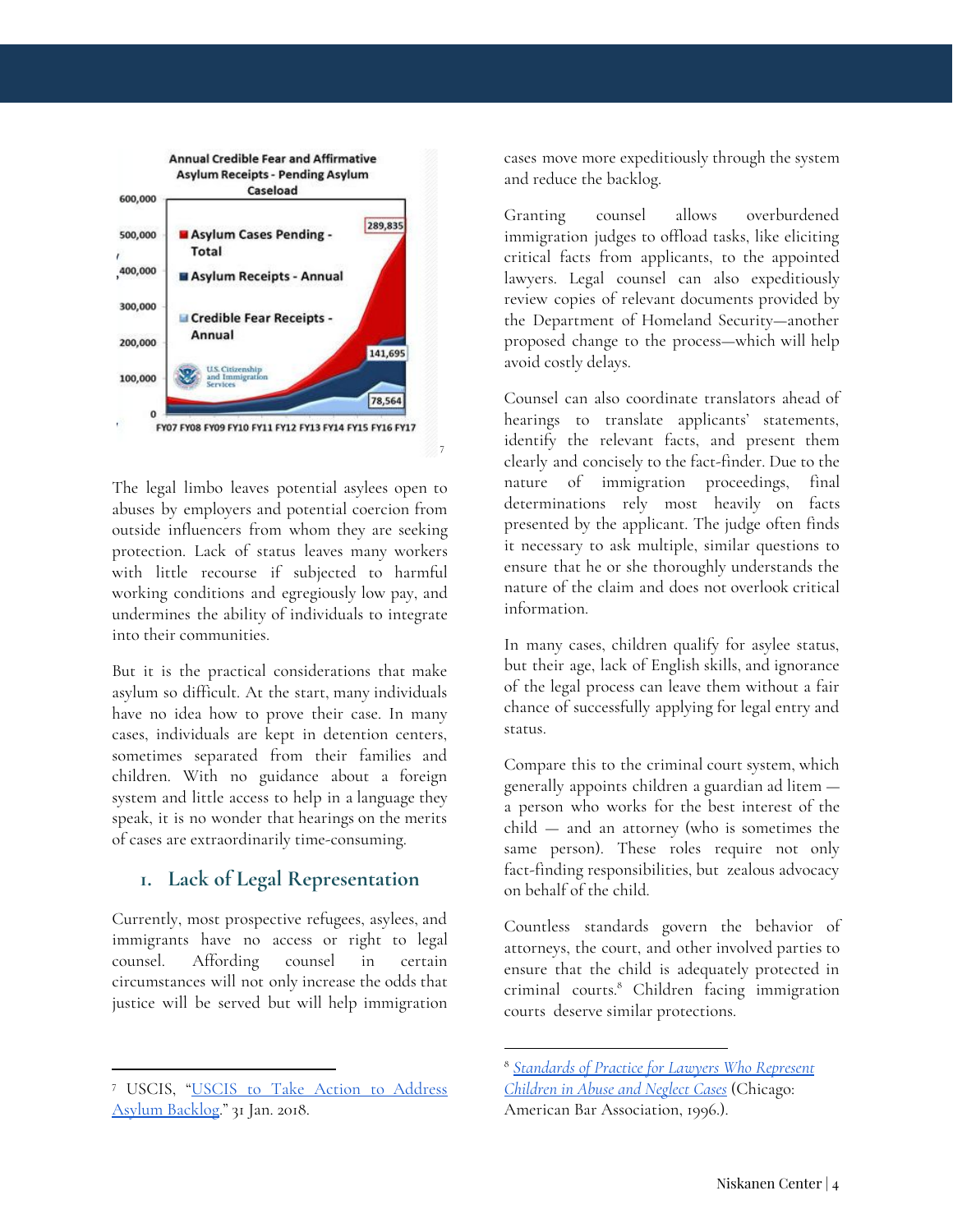**Annual Credible Fear and Affirmative Asylum Receipts - Pending Asylum Caseload**[7]

The legal limbo leaves potential asylees open to abuses by employers and potential coercion from outside influencers from whom they are seeking protection. Lack of status leaves many workers with little recourse if subjected to harmful working conditions and egregiously low pay, and undermines the ability of individuals to integrate into their communities.

But it is the practical considerations that make asylum so difficult. At the start, many individuals have no idea how to prove their case. In many cases, individuals are kept in detention centers, sometimes separated from their families and children. With no guidance about a foreign system and little access to help in a language they speak, it is no wonder that hearings on the merits of cases are extraordinarily time-consuming.

## 1. Lack of Legal Representation

Currently, most prospective refugees, asylees, and immigrants have no access or right to legal counsel. Affording counsel in certain circumstances will not only increase the odds that justice will be served but will help immigration cases move more expeditiously through the system and reduce the backlog.

Granting counsel allows overburdened immigration judges to offload tasks, like eliciting critical facts from applicants, to the appointed lawyers. Legal counsel can also expeditiously review copies of relevant documents provided by the Department of Homeland Security—another proposed change to the process—which will help avoid costly delays.

Counsel can also coordinate translators ahead of hearings to translate applicants' statements, identify the relevant facts, and present them clearly and concisely to the fact-finder. Due to the nature of immigration proceedings, final determinations rely most heavily on facts presented by the applicant. The judge often finds it necessary to ask multiple, similar questions to ensure that he or she thoroughly understands the nature of the claim and does not overlook critical information.

In many cases, children qualify for asylee status, but their age, lack of English skills, and ignorance of the legal process can leave them without a fair chance of successfully applying for legal entry and status.

Compare this to the criminal court system, which generally appoints children a guardian ad litem — a person who works for the best interest of the child — and an attorney (who is sometimes the same person). These roles require not only fact-finding responsibilities, but zealous advocacy on behalf of the child.

Countless standards govern the behavior of attorneys, the court, and other involved parties to ensure that the child is adequately protected in criminal courts.[8] Children facing immigration courts deserve similar protections.

---

[7] USCIS, "[USCIS to Take Action to Address Asylum Backlog](#)." 31 Jan. 2018.

[8] *[Standards of Practice for Lawyers Who Represent Children in Abuse and Neglect Cases](#)* (Chicago: American Bar Association, 1996.).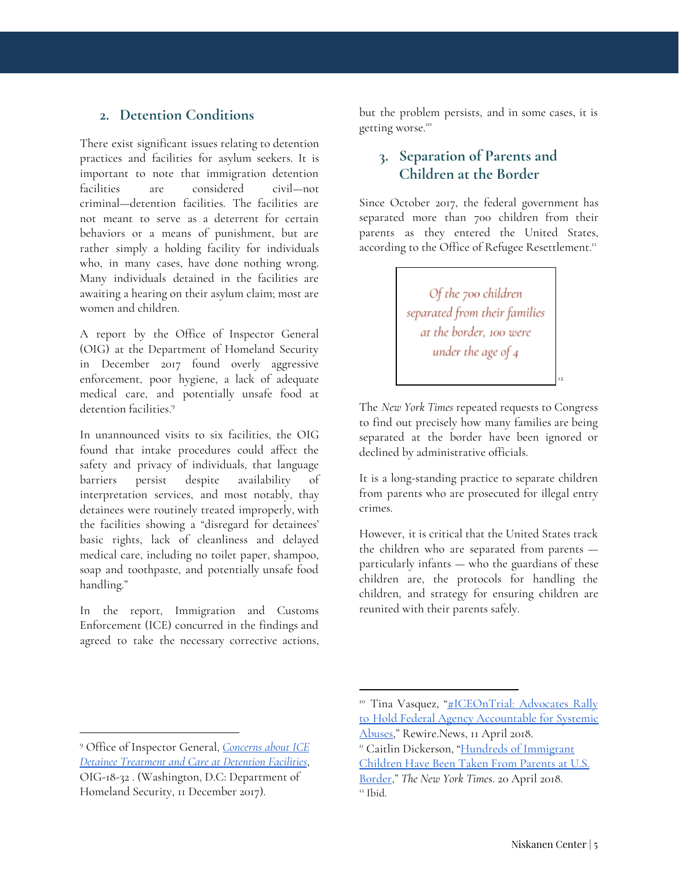## 2. Detention Conditions

There exist significant issues relating to detention practices and facilities for asylum seekers. It is important to note that immigration detention facilities are considered civil—not criminal—detention facilities. The facilities are not meant to serve as a deterrent for certain behaviors or a means of punishment, but are rather simply a holding facility for individuals who, in many cases, have done nothing wrong. Many individuals detained in the facilities are awaiting a hearing on their asylum claim; most are women and children.

A report by the Office of Inspector General (OIG) at the Department of Homeland Security in December 2017 found overly aggressive enforcement, poor hygiene, a lack of adequate medical care, and potentially unsafe food at detention facilities.[9]

In unannounced visits to six facilities, the OIG found that intake procedures could affect the safety and privacy of individuals, that language barriers persist despite availability of interpretation services, and most notably, thay detainees were routinely treated improperly, with the facilities showing a "disregard for detainees' basic rights, lack of cleanliness and delayed medical care, including no toilet paper, shampoo, soap and toothpaste, and potentially unsafe food handling."

In the report, Immigration and Customs Enforcement (ICE) concurred in the findings and agreed to take the necessary corrective actions, but the problem persists, and in some cases, it is getting worse.[10]

## 3. Separation of Parents and Children at the Border

Since October 2017, the federal government has separated more than 700 children from their parents as they entered the United States, according to the Office of Refugee Resettlement.[11]

> *Of the 700 children separated from their families at the border, 100 were under the age of 4*[12]

The *New York Times* repeated requests to Congress to find out precisely how many families are being separated at the border have been ignored or declined by administrative officials.

It is a long-standing practice to separate children from parents who are prosecuted for illegal entry crimes.

However, it is critical that the United States track the children who are separated from parents — particularly infants — who the guardians of these children are, the protocols for handling the children, and strategy for ensuring children are reunited with their parents safely.

---

[9] Office of Inspector General, *Concerns about ICE Detainee Treatment and Care at Detention Facilities*, OIG-18-32 . (Washington, D.C: Department of Homeland Security, 11 December 2017).

[10] Tina Vasquez, "#ICEOnTrial: Advocates Rally to Hold Federal Agency Accountable for Systemic Abuses," Rewire.News, 11 April 2018.

[11] Caitlin Dickerson, "Hundreds of Immigrant Children Have Been Taken From Parents at U.S. Border," *The New York Times*. 20 April 2018.

[12] Ibid.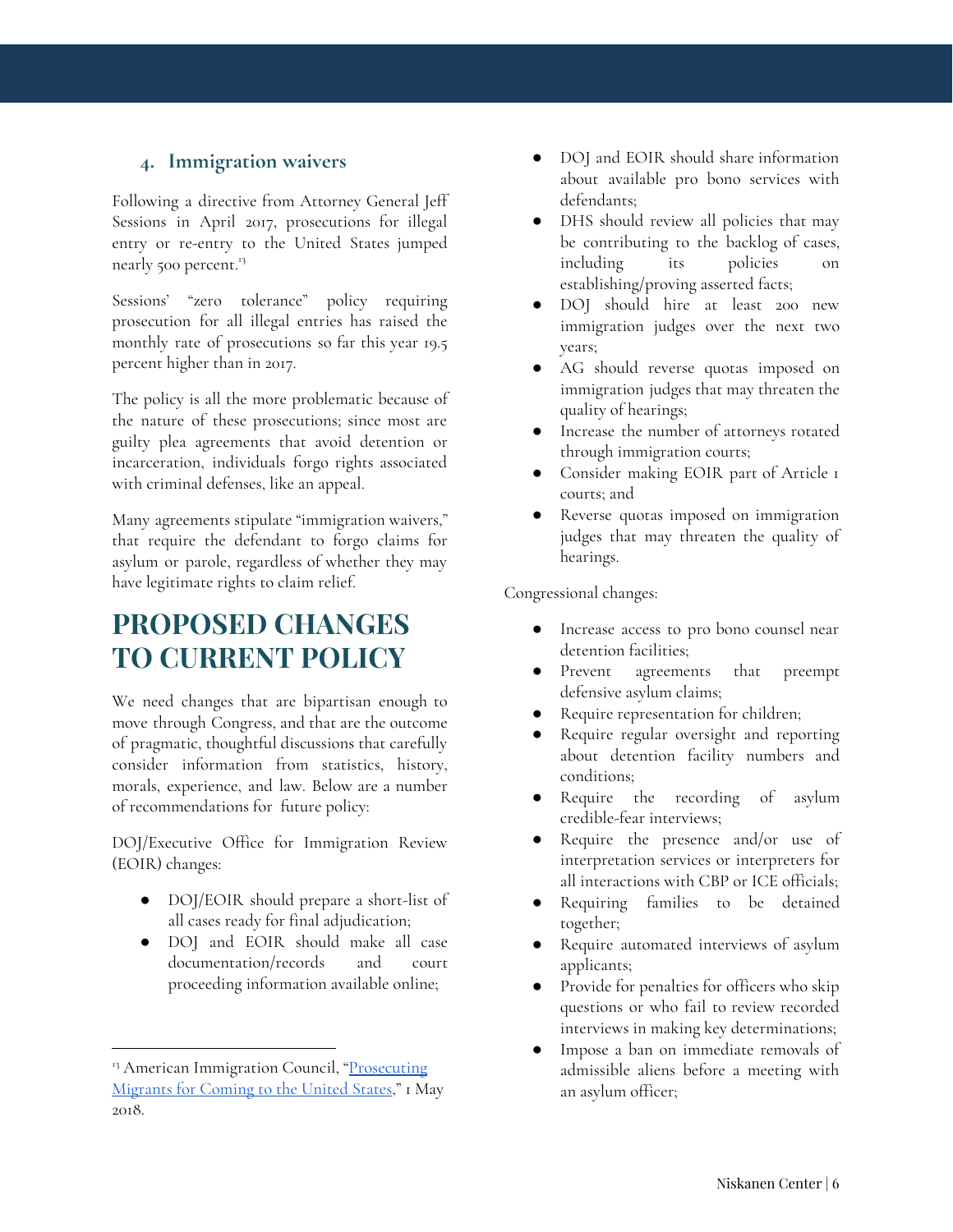### 4. Immigration waivers

Following a directive from Attorney General Jeff Sessions in April 2017, prosecutions for illegal entry or re-entry to the United States jumped nearly 500 percent.[13]

Sessions' "zero tolerance" policy requiring prosecution for all illegal entries has raised the monthly rate of prosecutions so far this year 19.5 percent higher than in 2017.

The policy is all the more problematic because of the nature of these prosecutions; since most are guilty plea agreements that avoid detention or incarceration, individuals forgo rights associated with criminal defenses, like an appeal.

Many agreements stipulate "immigration waivers," that require the defendant to forgo claims for asylum or parole, regardless of whether they may have legitimate rights to claim relief.

# PROPOSED CHANGES TO CURRENT POLICY

We need changes that are bipartisan enough to move through Congress, and that are the outcome of pragmatic, thoughtful discussions that carefully consider information from statistics, history, morals, experience, and law. Below are a number of recommendations for future policy:

DOJ/Executive Office for Immigration Review (EOIR) changes:

- DOJ/EOIR should prepare a short-list of all cases ready for final adjudication;
- DOJ and EOIR should make all case documentation/records and court proceeding information available online;
- DOJ and EOIR should share information about available pro bono services with defendants;
- DHS should review all policies that may be contributing to the backlog of cases, including its policies on establishing/proving asserted facts;
- DOJ should hire at least 200 new immigration judges over the next two years;
- AG should reverse quotas imposed on immigration judges that may threaten the quality of hearings;
- Increase the number of attorneys rotated through immigration courts;
- Consider making EOIR part of Article 1 courts; and
- Reverse quotas imposed on immigration judges that may threaten the quality of hearings.

Congressional changes:

- Increase access to pro bono counsel near detention facilities;
- Prevent agreements that preempt defensive asylum claims;
- Require representation for children;
- Require regular oversight and reporting about detention facility numbers and conditions;
- Require the recording of asylum credible-fear interviews;
- Require the presence and/or use of interpretation services or interpreters for all interactions with CBP or ICE officials;
- Requiring families to be detained together;
- Require automated interviews of asylum applicants;
- Provide for penalties for officers who skip questions or who fail to review recorded interviews in making key determinations;
- Impose a ban on immediate removals of admissible aliens before a meeting with an asylum officer;

[13] American Immigration Council, "Prosecuting Migrants for Coming to the United States," 1 May 2018.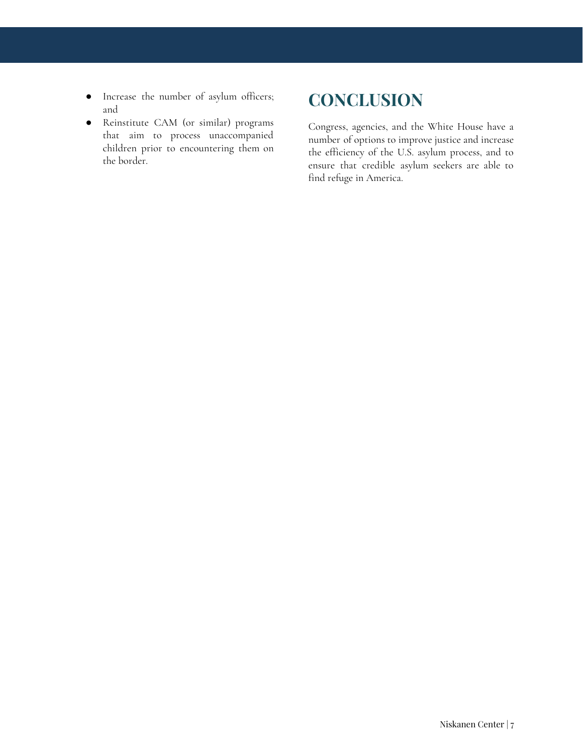- Increase the number of asylum officers; and
- Reinstitute CAM (or similar) programs that aim to process unaccompanied children prior to encountering them on the border.

## CONCLUSION

Congress, agencies, and the White House have a number of options to improve justice and increase the efficiency of the U.S. asylum process, and to ensure that credible asylum seekers are able to find refuge in America.